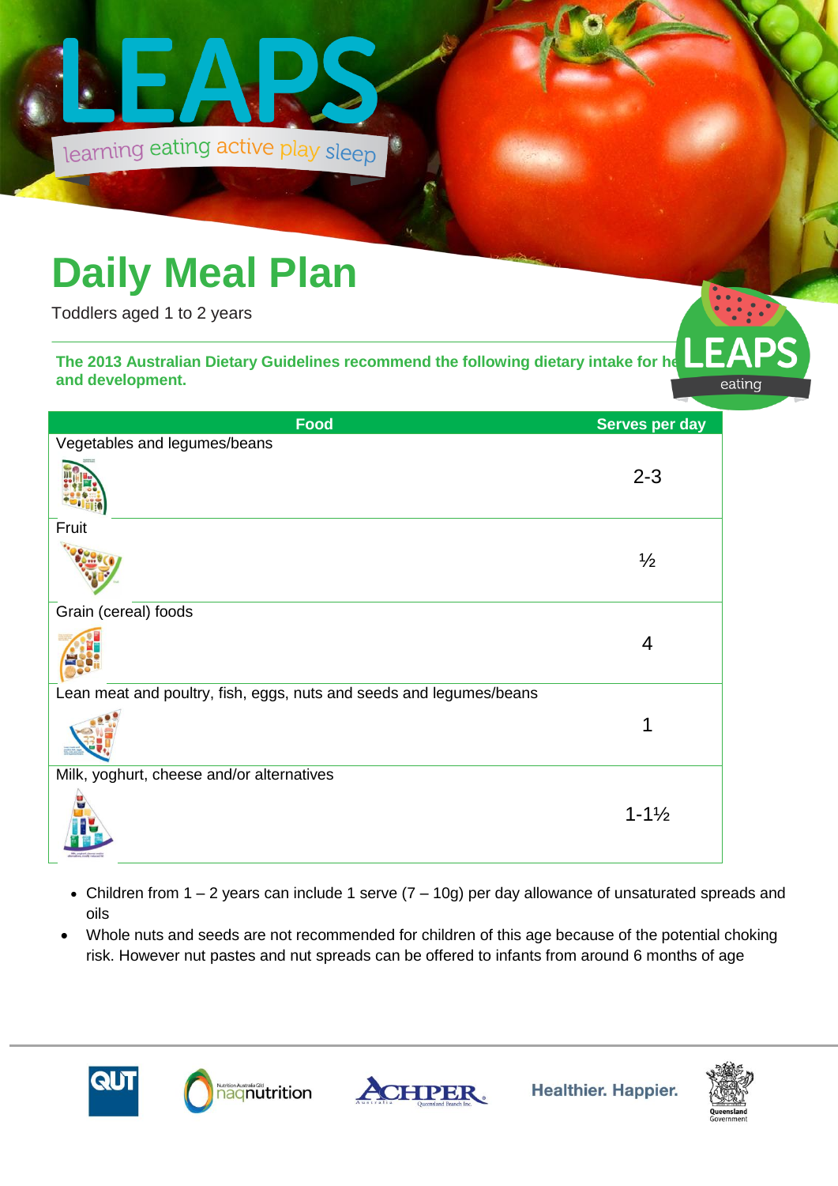# LEAPS

learning eating active play sleep

## Daily Meal Plan

Toddlers aged 1 to 2 years

**The 2013 Australian Dietary Guidelines recommend the following dietary intake for he... and development.**

LEAPS eating

| Food | Serves per day |
|---|---|
| Vegetables and legumes/beans | 2-3 |
| Fruit | ½ |
| Grain (cereal) foods | 4 |
| Lean meat and poultry, fish, eggs, nuts and seeds and legumes/beans | 1 |
| Milk, yoghurt, cheese and/or alternatives | 1-1½ |

- Children from 1 – 2 years can include 1 serve (7 – 10g) per day allowance of unsaturated spreads and oils
- Whole nuts and seeds are not recommended for children of this age because of the potential choking risk. However nut pastes and nut spreads can be offered to infants from around 6 months of age

QUT | Nutrition Australia Qld naqnutrition | ACHPER Australia Queensland Branch Inc. | Healthier. Happier. | Queensland Government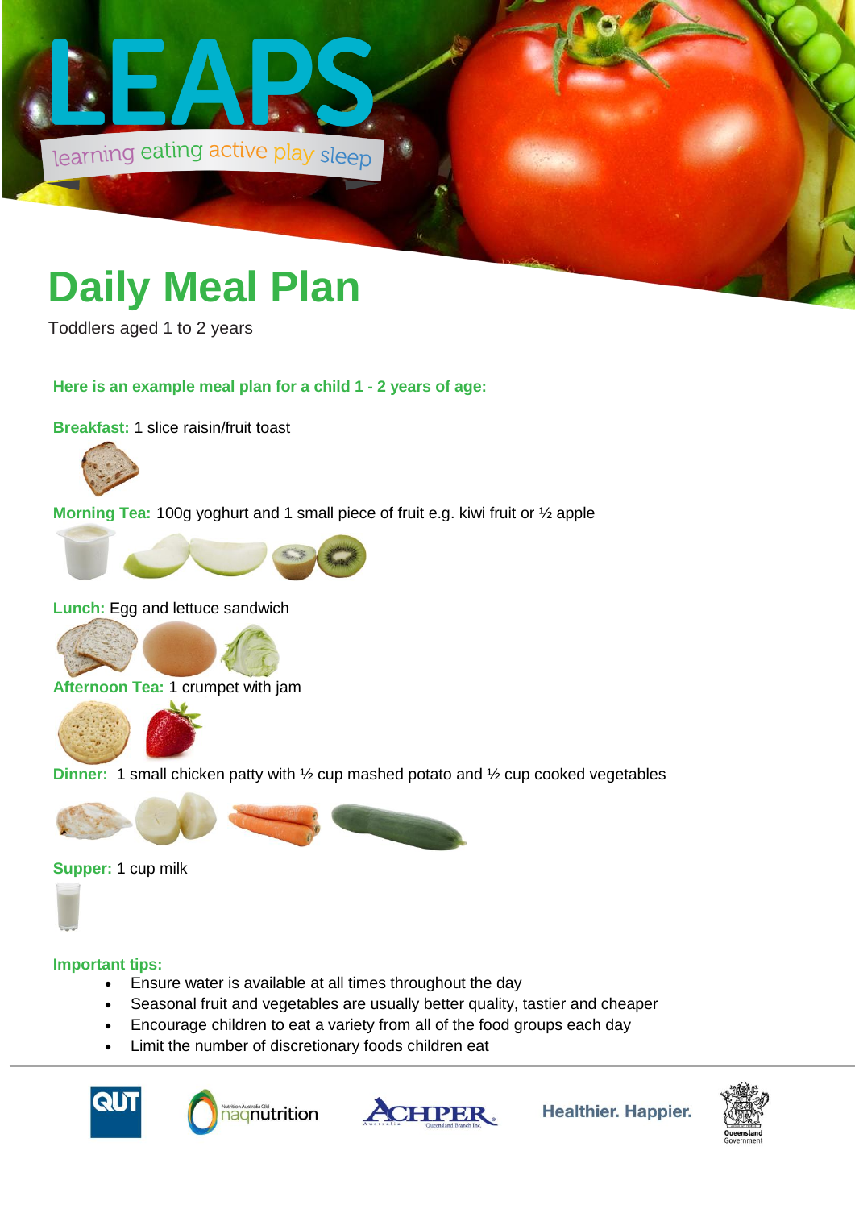LEAPS

learning eating active play sleep

# Daily Meal Plan

Toddlers aged 1 to 2 years

**Here is an example meal plan for a child 1 - 2 years of age:**

**Breakfast:** 1 slice raisin/fruit toast

**Morning Tea:** 100g yoghurt and 1 small piece of fruit e.g. kiwi fruit or ½ apple

**Lunch:** Egg and lettuce sandwich

**Afternoon Tea:** 1 crumpet with jam

**Dinner:** 1 small chicken patty with ½ cup mashed potato and ½ cup cooked vegetables

**Supper:** 1 cup milk

**Important tips:**

- Ensure water is available at all times throughout the day
- Seasonal fruit and vegetables are usually better quality, tastier and cheaper
- Encourage children to eat a variety from all of the food groups each day
- Limit the number of discretionary foods children eat

QUT | Nutrition Australia Qld naqnutrition | ACHPER Australia Queensland Branch Inc. | Healthier. Happier. | Queensland Government